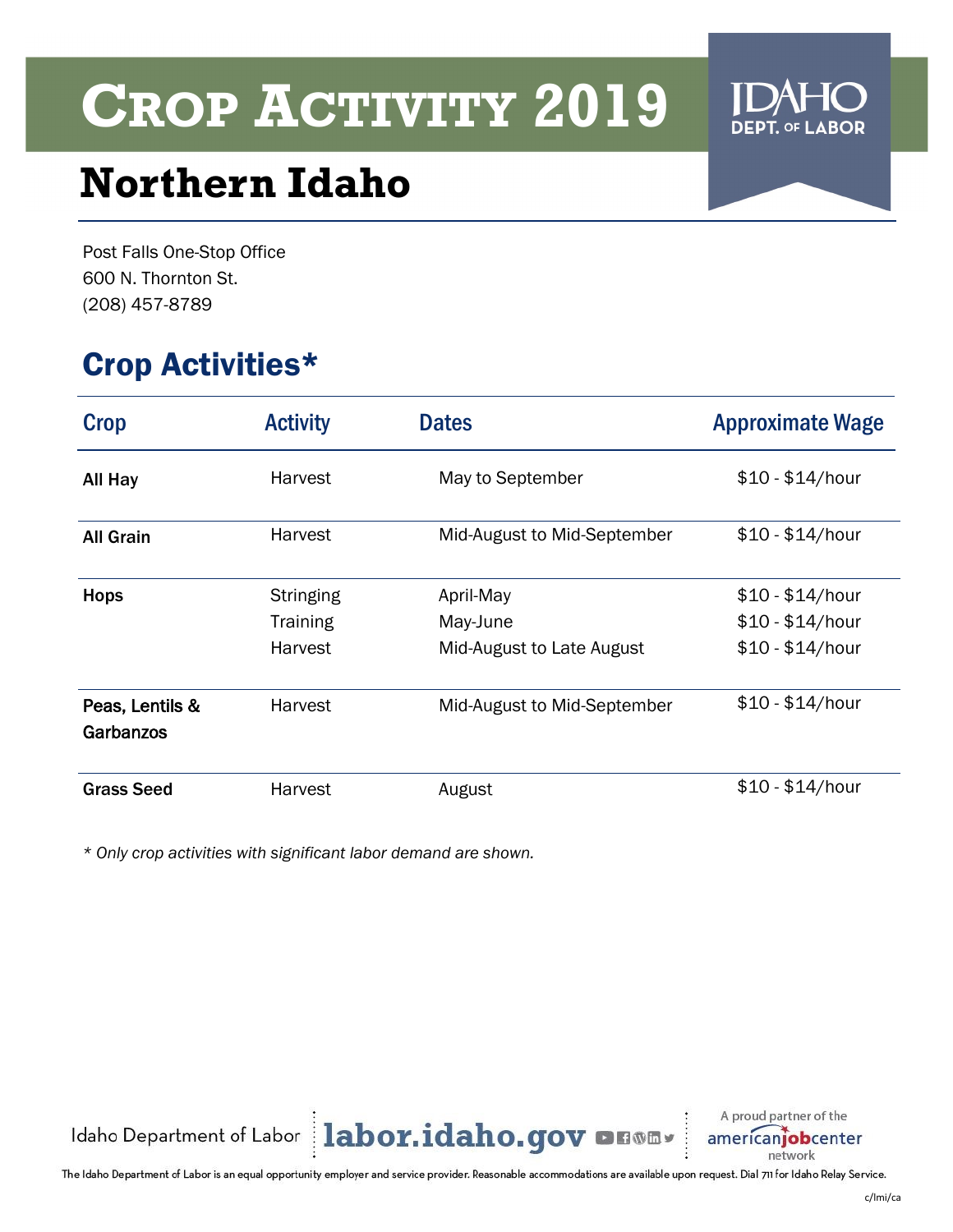# Crop Activity 2019

Idaho Dept. of Labor

## Northern Idaho

Post Falls One-Stop Office
600 N. Thornton St.
(208) 457-8789

## Crop Activities*

| Crop | Activity | Dates | Approximate Wage |
|---|---|---|---|
| **All Hay** | Harvest | May to September | $10 - $14/hour |
| **All Grain** | Harvest | Mid-August to Mid-September | $10 - $14/hour |
| **Hops** | Stringing | April-May | $10 - $14/hour |
| | Training | May-June | $10 - $14/hour |
| | Harvest | Mid-August to Late August | $10 - $14/hour |
| **Peas, Lentils & Garbanzos** | Harvest | Mid-August to Mid-September | $10 - $14/hour |
| **Grass Seed** | Harvest | August | $10 - $14/hour |

*\* Only crop activities with significant labor demand are shown.*

Idaho Department of Labor | labor.idaho.gov | A proud partner of the americanjobcenter network

The Idaho Department of Labor is an equal opportunity employer and service provider. Reasonable accommodations are available upon request. Dial 711 for Idaho Relay Service.

c/lmi/ca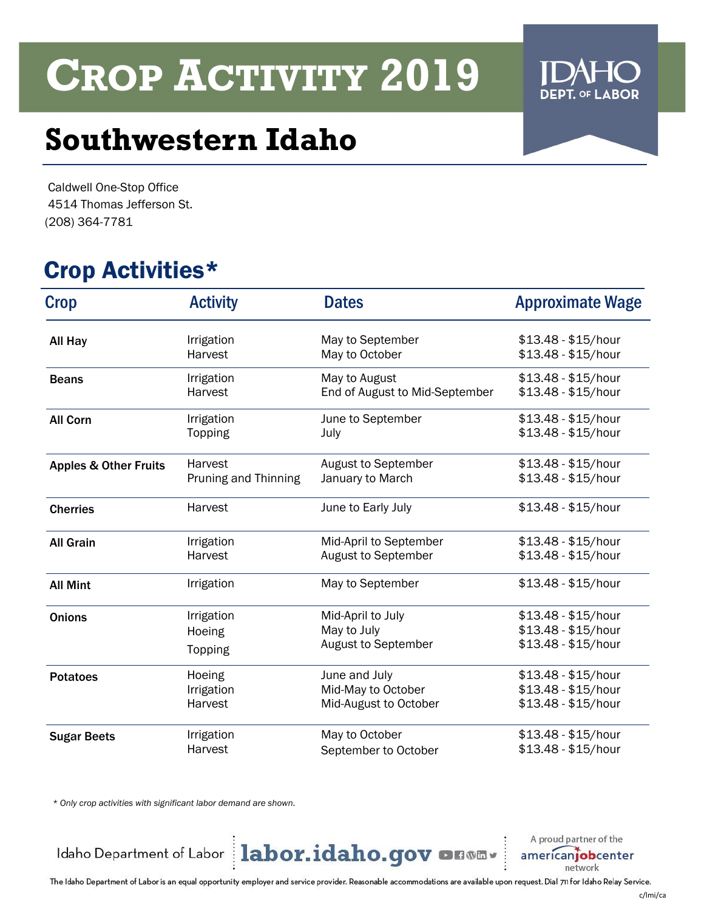# Crop Activity 2019

IDAHO DEPT. OF LABOR

## Southwestern Idaho

Caldwell One-Stop Office
4514 Thomas Jefferson St.
(208) 364-7781

## Crop Activities*

| Crop | Activity | Dates | Approximate Wage |
|---|---|---|---|
| **All Hay** | Irrigation | May to September | $13.48 - $15/hour |
| | Harvest | May to October | $13.48 - $15/hour |
| **Beans** | Irrigation | May to August | $13.48 - $15/hour |
| | Harvest | End of August to Mid-September | $13.48 - $15/hour |
| **All Corn** | Irrigation | June to September | $13.48 - $15/hour |
| | Topping | July | $13.48 - $15/hour |
| **Apples & Other Fruits** | Harvest | August to September | $13.48 - $15/hour |
| | Pruning and Thinning | January to March | $13.48 - $15/hour |
| **Cherries** | Harvest | June to Early July | $13.48 - $15/hour |
| **All Grain** | Irrigation | Mid-April to September | $13.48 - $15/hour |
| | Harvest | August to September | $13.48 - $15/hour |
| **All Mint** | Irrigation | May to September | $13.48 - $15/hour |
| **Onions** | Irrigation | Mid-April to July | $13.48 - $15/hour |
| | Hoeing | May to July | $13.48 - $15/hour |
| | Topping | August to September | $13.48 - $15/hour |
| **Potatoes** | Hoeing | June and July | $13.48 - $15/hour |
| | Irrigation | Mid-May to October | $13.48 - $15/hour |
| | Harvest | Mid-August to October | $13.48 - $15/hour |
| **Sugar Beets** | Irrigation | May to October | $13.48 - $15/hour |
| | Harvest | September to October | $13.48 - $15/hour |

*\* Only crop activities with significant labor demand are shown.*

Idaho Department of Labor | labor.idaho.gov | A proud partner of the americanjobcenter network

The Idaho Department of Labor is an equal opportunity employer and service provider. Reasonable accommodations are available upon request. Dial 711 for Idaho Relay Service.

c/lmi/ca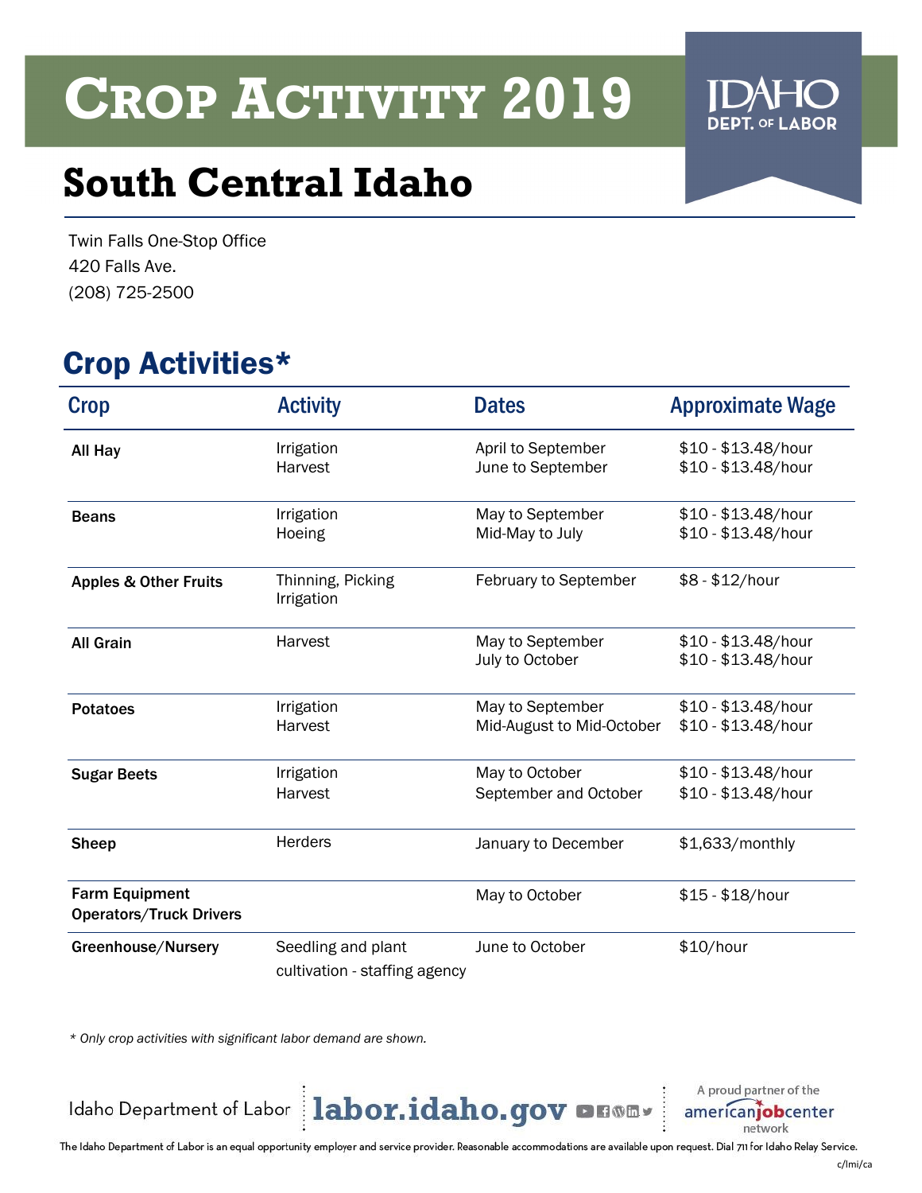# Crop Activity 2019

Idaho Dept. of Labor

## South Central Idaho

Twin Falls One-Stop Office
420 Falls Ave.
(208) 725-2500

## Crop Activities*

| Crop | Activity | Dates | Approximate Wage |
|---|---|---|---|
| **All Hay** | Irrigation<br>Harvest | April to September<br>June to September | $10 - $13.48/hour<br>$10 - $13.48/hour |
| **Beans** | Irrigation<br>Hoeing | May to September<br>Mid-May to July | $10 - $13.48/hour<br>$10 - $13.48/hour |
| **Apples & Other Fruits** | Thinning, Picking<br>Irrigation | February to September | $8 - $12/hour |
| **All Grain** | Harvest | May to September<br>July to October | $10 - $13.48/hour<br>$10 - $13.48/hour |
| **Potatoes** | Irrigation<br>Harvest | May to September<br>Mid-August to Mid-October | $10 - $13.48/hour<br>$10 - $13.48/hour |
| **Sugar Beets** | Irrigation<br>Harvest | May to October<br>September and October | $10 - $13.48/hour<br>$10 - $13.48/hour |
| **Sheep** | Herders | January to December | $1,633/monthly |
| **Farm Equipment Operators/Truck Drivers** | | May to October | $15 - $18/hour |
| **Greenhouse/Nursery** | Seedling and plant cultivation - staffing agency | June to October | $10/hour |

*\* Only crop activities with significant labor demand are shown.*

Idaho Department of Labor | labor.idaho.gov | A proud partner of the americanjobcenter network

The Idaho Department of Labor is an equal opportunity employer and service provider. Reasonable accommodations are available upon request. Dial 711 for Idaho Relay Service.

c/lmi/ca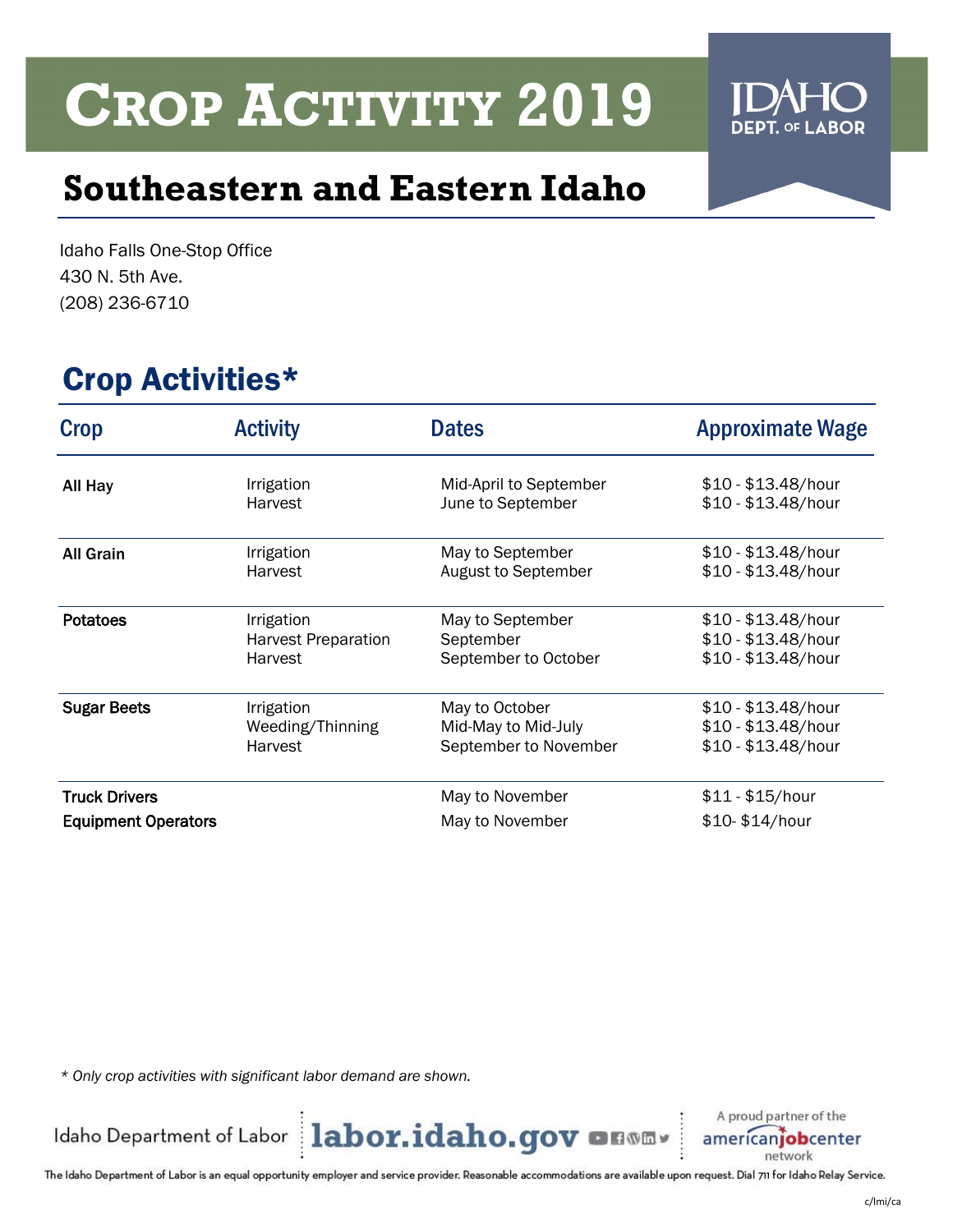# Crop Activity 2019

IDAHO DEPT. OF LABOR

## Southeastern and Eastern Idaho

Idaho Falls One-Stop Office
430 N. 5th Ave.
(208) 236-6710

## Crop Activities*

| Crop | Activity | Dates | Approximate Wage |
|---|---|---|---|
| **All Hay** | Irrigation | Mid-April to September | $10 - $13.48/hour |
| | Harvest | June to September | $10 - $13.48/hour |
| **All Grain** | Irrigation | May to September | $10 - $13.48/hour |
| | Harvest | August to September | $10 - $13.48/hour |
| **Potatoes** | Irrigation | May to September | $10 - $13.48/hour |
| | Harvest Preparation | September | $10 - $13.48/hour |
| | Harvest | September to October | $10 - $13.48/hour |
| **Sugar Beets** | Irrigation | May to October | $10 - $13.48/hour |
| | Weeding/Thinning | Mid-May to Mid-July | $10 - $13.48/hour |
| | Harvest | September to November | $10 - $13.48/hour |
| **Truck Drivers** | | May to November | $11 - $15/hour |
| **Equipment Operators** | | May to November | $10- $14/hour |

*\* Only crop activities with significant labor demand are shown.*

Idaho Department of Labor | labor.idaho.gov | A proud partner of the americanjobcenter network

The Idaho Department of Labor is an equal opportunity employer and service provider. Reasonable accommodations are available upon request. Dial 711 for Idaho Relay Service.

c/lmi/ca